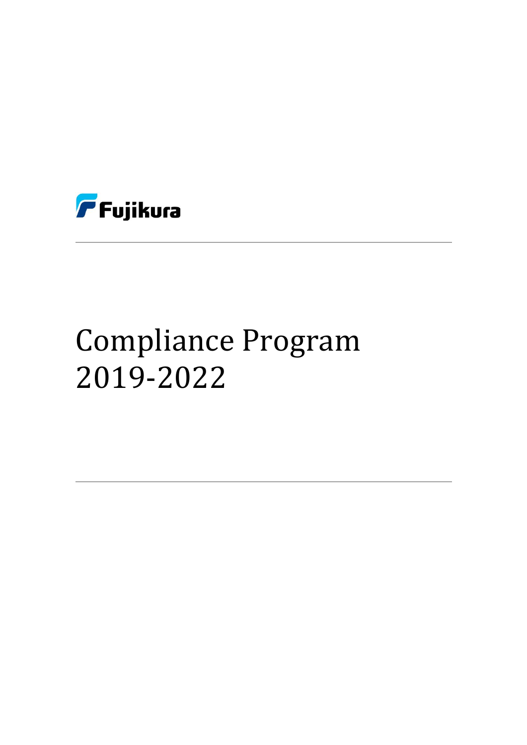Fujikura

# Compliance Program 2019-2022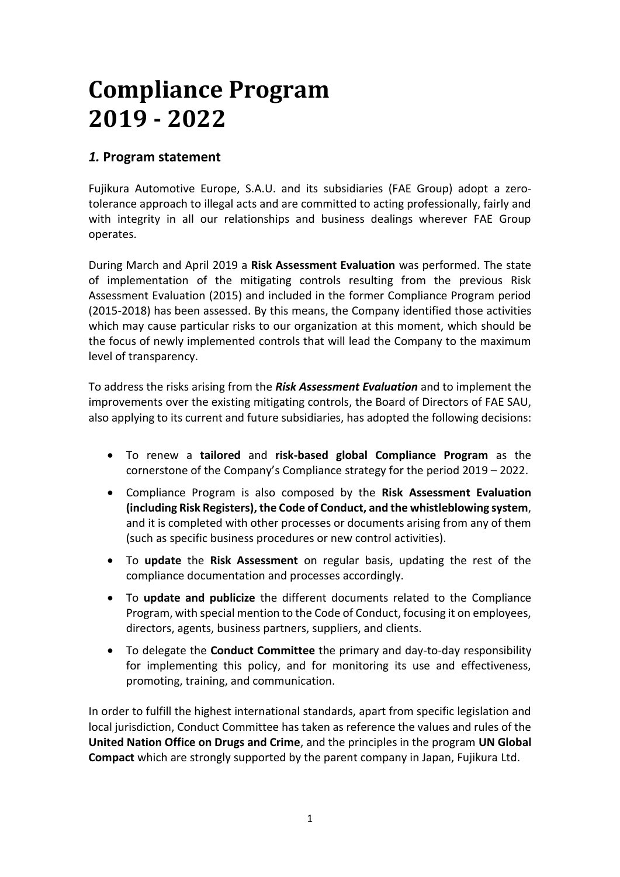# Compliance Program 2019 - 2022

## *1.* Program statement

Fujikura Automotive Europe, S.A.U. and its subsidiaries (FAE Group) adopt a zero-tolerance approach to illegal acts and are committed to acting professionally, fairly and with integrity in all our relationships and business dealings wherever FAE Group operates.

During March and April 2019 a **Risk Assessment Evaluation** was performed. The state of implementation of the mitigating controls resulting from the previous Risk Assessment Evaluation (2015) and included in the former Compliance Program period (2015-2018) has been assessed. By this means, the Company identified those activities which may cause particular risks to our organization at this moment, which should be the focus of newly implemented controls that will lead the Company to the maximum level of transparency.

To address the risks arising from the ***Risk Assessment Evaluation*** and to implement the improvements over the existing mitigating controls, the Board of Directors of FAE SAU, also applying to its current and future subsidiaries, has adopted the following decisions:

- To renew a **tailored** and **risk-based global Compliance Program** as the cornerstone of the Company's Compliance strategy for the period 2019 – 2022.
- Compliance Program is also composed by the **Risk Assessment Evaluation (including Risk Registers), the Code of Conduct, and the whistleblowing system**, and it is completed with other processes or documents arising from any of them (such as specific business procedures or new control activities).
- To **update** the **Risk Assessment** on regular basis, updating the rest of the compliance documentation and processes accordingly.
- To **update and publicize** the different documents related to the Compliance Program, with special mention to the Code of Conduct, focusing it on employees, directors, agents, business partners, suppliers, and clients.
- To delegate the **Conduct Committee** the primary and day-to-day responsibility for implementing this policy, and for monitoring its use and effectiveness, promoting, training, and communication.

In order to fulfill the highest international standards, apart from specific legislation and local jurisdiction, Conduct Committee has taken as reference the values and rules of the **United Nation Office on Drugs and Crime**, and the principles in the program **UN Global Compact** which are strongly supported by the parent company in Japan, Fujikura Ltd.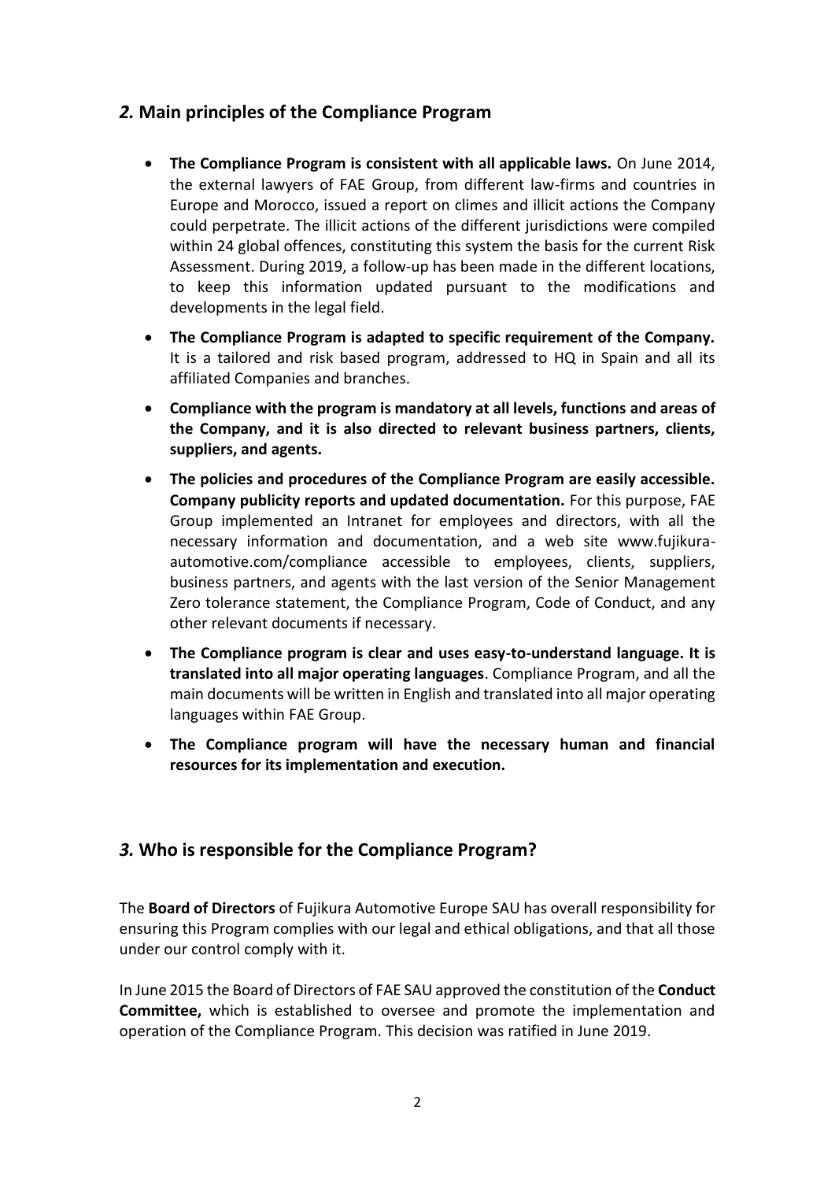## *2.* Main principles of the Compliance Program

- **The Compliance Program is consistent with all applicable laws.** On June 2014, the external lawyers of FAE Group, from different law-firms and countries in Europe and Morocco, issued a report on climes and illicit actions the Company could perpetrate. The illicit actions of the different jurisdictions were compiled within 24 global offences, constituting this system the basis for the current Risk Assessment. During 2019, a follow-up has been made in the different locations, to keep this information updated pursuant to the modifications and developments in the legal field.
- **The Compliance Program is adapted to specific requirement of the Company.** It is a tailored and risk based program, addressed to HQ in Spain and all its affiliated Companies and branches.
- **Compliance with the program is mandatory at all levels, functions and areas of the Company, and it is also directed to relevant business partners, clients, suppliers, and agents.**
- **The policies and procedures of the Compliance Program are easily accessible. Company publicity reports and updated documentation.** For this purpose, FAE Group implemented an Intranet for employees and directors, with all the necessary information and documentation, and a web site www.fujikura-automotive.com/compliance accessible to employees, clients, suppliers, business partners, and agents with the last version of the Senior Management Zero tolerance statement, the Compliance Program, Code of Conduct, and any other relevant documents if necessary.
- **The Compliance program is clear and uses easy-to-understand language. It is translated into all major operating languages**. Compliance Program, and all the main documents will be written in English and translated into all major operating languages within FAE Group.
- **The Compliance program will have the necessary human and financial resources for its implementation and execution.**

## *3.* Who is responsible for the Compliance Program?

The **Board of Directors** of Fujikura Automotive Europe SAU has overall responsibility for ensuring this Program complies with our legal and ethical obligations, and that all those under our control comply with it.

In June 2015 the Board of Directors of FAE SAU approved the constitution of the **Conduct Committee,** which is established to oversee and promote the implementation and operation of the Compliance Program. This decision was ratified in June 2019.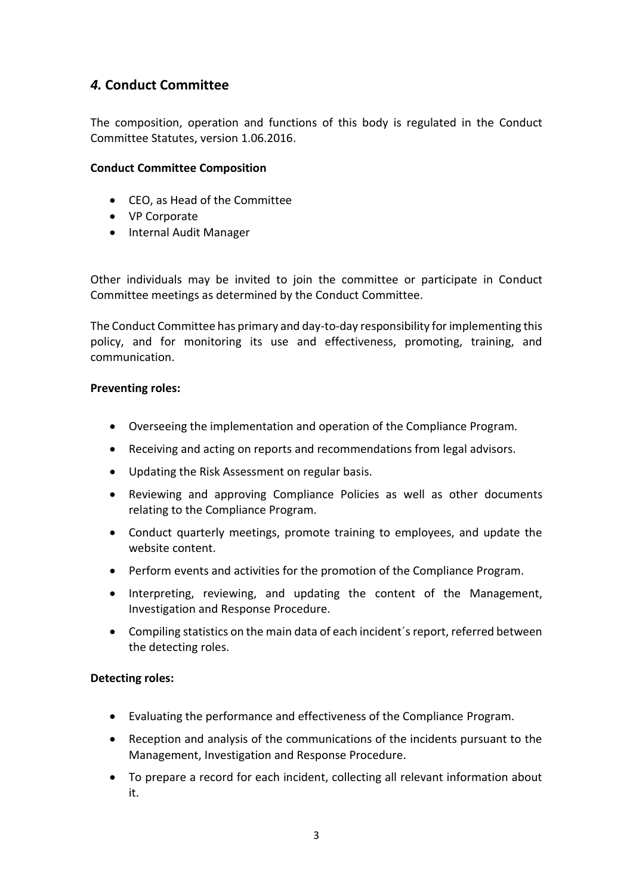## *4.* Conduct Committee

The composition, operation and functions of this body is regulated in the Conduct Committee Statutes, version 1.06.2016.

**Conduct Committee Composition**

- CEO, as Head of the Committee
- VP Corporate
- Internal Audit Manager

Other individuals may be invited to join the committee or participate in Conduct Committee meetings as determined by the Conduct Committee.

The Conduct Committee has primary and day-to-day responsibility for implementing this policy, and for monitoring its use and effectiveness, promoting, training, and communication.

**Preventing roles:**

- Overseeing the implementation and operation of the Compliance Program.
- Receiving and acting on reports and recommendations from legal advisors.
- Updating the Risk Assessment on regular basis.
- Reviewing and approving Compliance Policies as well as other documents relating to the Compliance Program.
- Conduct quarterly meetings, promote training to employees, and update the website content.
- Perform events and activities for the promotion of the Compliance Program.
- Interpreting, reviewing, and updating the content of the Management, Investigation and Response Procedure.
- Compiling statistics on the main data of each incident´s report, referred between the detecting roles.

**Detecting roles:**

- Evaluating the performance and effectiveness of the Compliance Program.
- Reception and analysis of the communications of the incidents pursuant to the Management, Investigation and Response Procedure.
- To prepare a record for each incident, collecting all relevant information about it.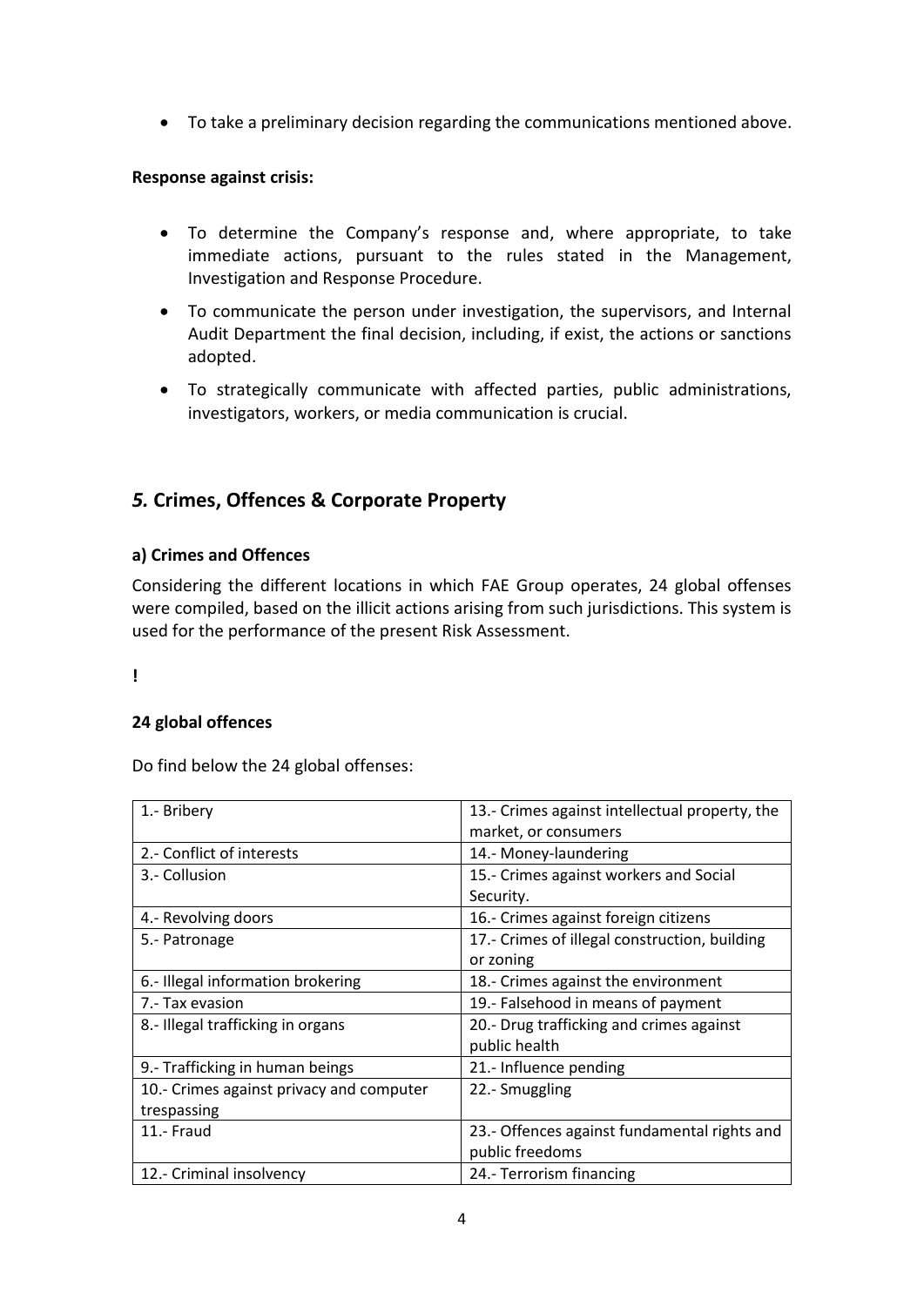- To take a preliminary decision regarding the communications mentioned above.

**Response against crisis:**

- To determine the Company's response and, where appropriate, to take immediate actions, pursuant to the rules stated in the Management, Investigation and Response Procedure.
- To communicate the person under investigation, the supervisors, and Internal Audit Department the final decision, including, if exist, the actions or sanctions adopted.
- To strategically communicate with affected parties, public administrations, investigators, workers, or media communication is crucial.

## *5.* Crimes, Offences & Corporate Property

### a) Crimes and Offences

Considering the different locations in which FAE Group operates, 24 global offenses were compiled, based on the illicit actions arising from such jurisdictions. This system is used for the performance of the present Risk Assessment.

**!**

**24 global offences**

Do find below the 24 global offenses:

| | |
|---|---|
| 1.- Bribery | 13.- Crimes against intellectual property, the market, or consumers |
| 2.- Conflict of interests | 14.- Money-laundering |
| 3.- Collusion | 15.- Crimes against workers and Social Security. |
| 4.- Revolving doors | 16.- Crimes against foreign citizens |
| 5.- Patronage | 17.- Crimes of illegal construction, building or zoning |
| 6.- Illegal information brokering | 18.- Crimes against the environment |
| 7.- Tax evasion | 19.- Falsehood in means of payment |
| 8.- Illegal trafficking in organs | 20.- Drug trafficking and crimes against public health |
| 9.- Trafficking in human beings | 21.- Influence pending |
| 10.- Crimes against privacy and computer trespassing | 22.- Smuggling |
| 11.- Fraud | 23.- Offences against fundamental rights and public freedoms |
| 12.- Criminal insolvency | 24.- Terrorism financing |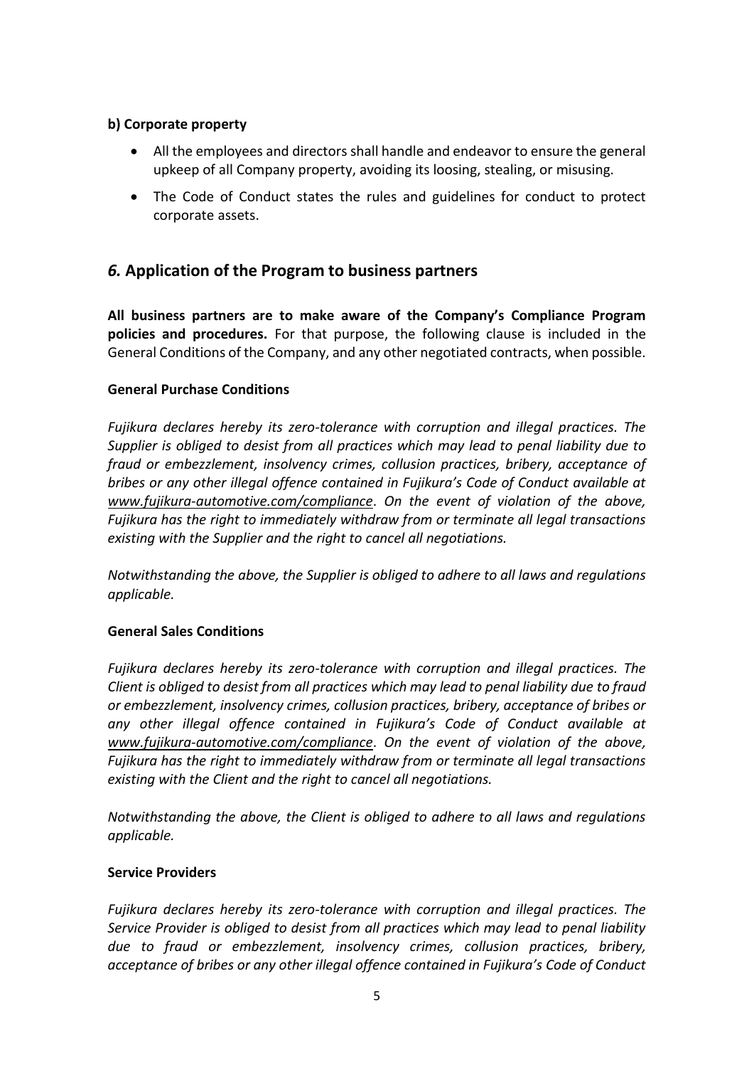**b) Corporate property**

- All the employees and directors shall handle and endeavor to ensure the general upkeep of all Company property, avoiding its loosing, stealing, or misusing.
- The Code of Conduct states the rules and guidelines for conduct to protect corporate assets.

## *6.* Application of the Program to business partners

**All business partners are to make aware of the Company's Compliance Program policies and procedures.** For that purpose, the following clause is included in the General Conditions of the Company, and any other negotiated contracts, when possible.

**General Purchase Conditions**

*Fujikura declares hereby its zero-tolerance with corruption and illegal practices. The Supplier is obliged to desist from all practices which may lead to penal liability due to fraud or embezzlement, insolvency crimes, collusion practices, bribery, acceptance of bribes or any other illegal offence contained in Fujikura's Code of Conduct available at www.fujikura-automotive.com/compliance. On the event of violation of the above, Fujikura has the right to immediately withdraw from or terminate all legal transactions existing with the Supplier and the right to cancel all negotiations.*

*Notwithstanding the above, the Supplier is obliged to adhere to all laws and regulations applicable.*

**General Sales Conditions**

*Fujikura declares hereby its zero-tolerance with corruption and illegal practices. The Client is obliged to desist from all practices which may lead to penal liability due to fraud or embezzlement, insolvency crimes, collusion practices, bribery, acceptance of bribes or any other illegal offence contained in Fujikura's Code of Conduct available at www.fujikura-automotive.com/compliance. On the event of violation of the above, Fujikura has the right to immediately withdraw from or terminate all legal transactions existing with the Client and the right to cancel all negotiations.*

*Notwithstanding the above, the Client is obliged to adhere to all laws and regulations applicable.*

**Service Providers**

*Fujikura declares hereby its zero-tolerance with corruption and illegal practices. The Service Provider is obliged to desist from all practices which may lead to penal liability due to fraud or embezzlement, insolvency crimes, collusion practices, bribery, acceptance of bribes or any other illegal offence contained in Fujikura's Code of Conduct*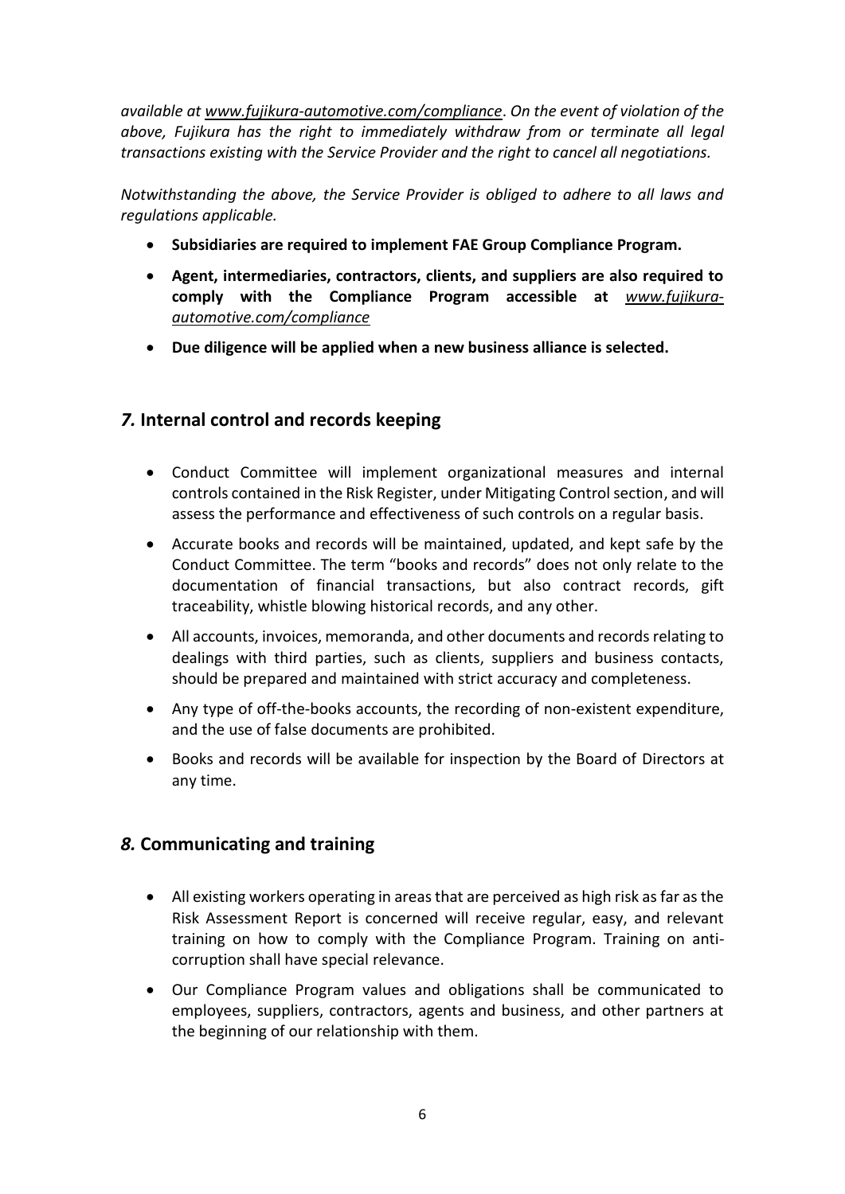*available at www.fujikura-automotive.com/compliance. On the event of violation of the above, Fujikura has the right to immediately withdraw from or terminate all legal transactions existing with the Service Provider and the right to cancel all negotiations.*

*Notwithstanding the above, the Service Provider is obliged to adhere to all laws and regulations applicable.*

- **Subsidiaries are required to implement FAE Group Compliance Program.**
- **Agent, intermediaries, contractors, clients, and suppliers are also required to comply with the Compliance Program accessible at** ***www.fujikura-automotive.com/compliance***
- **Due diligence will be applied when a new business alliance is selected.**

## *7.* Internal control and records keeping

- Conduct Committee will implement organizational measures and internal controls contained in the Risk Register, under Mitigating Control section, and will assess the performance and effectiveness of such controls on a regular basis.
- Accurate books and records will be maintained, updated, and kept safe by the Conduct Committee. The term "books and records" does not only relate to the documentation of financial transactions, but also contract records, gift traceability, whistle blowing historical records, and any other.
- All accounts, invoices, memoranda, and other documents and records relating to dealings with third parties, such as clients, suppliers and business contacts, should be prepared and maintained with strict accuracy and completeness.
- Any type of off-the-books accounts, the recording of non-existent expenditure, and the use of false documents are prohibited.
- Books and records will be available for inspection by the Board of Directors at any time.

## *8.* Communicating and training

- All existing workers operating in areas that are perceived as high risk as far as the Risk Assessment Report is concerned will receive regular, easy, and relevant training on how to comply with the Compliance Program. Training on anti-corruption shall have special relevance.
- Our Compliance Program values and obligations shall be communicated to employees, suppliers, contractors, agents and business, and other partners at the beginning of our relationship with them.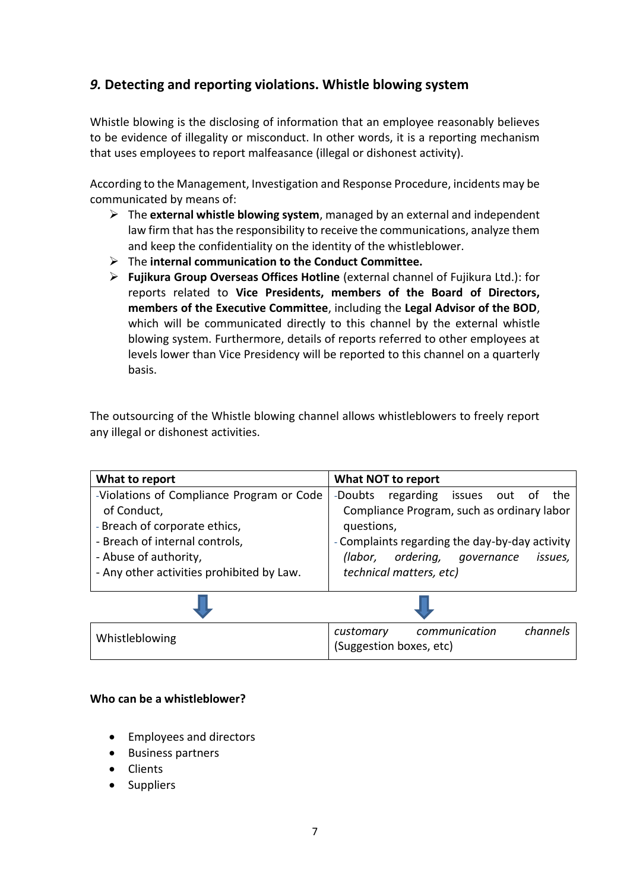## *9.* Detecting and reporting violations. Whistle blowing system

Whistle blowing is the disclosing of information that an employee reasonably believes to be evidence of illegality or misconduct. In other words, it is a reporting mechanism that uses employees to report malfeasance (illegal or dishonest activity).

According to the Management, Investigation and Response Procedure, incidents may be communicated by means of:

- The **external whistle blowing system**, managed by an external and independent law firm that has the responsibility to receive the communications, analyze them and keep the confidentiality on the identity of the whistleblower.
- The **internal communication to the Conduct Committee.**
- **Fujikura Group Overseas Offices Hotline** (external channel of Fujikura Ltd.): for reports related to **Vice Presidents, members of the Board of Directors, members of the Executive Committee**, including the **Legal Advisor of the BOD**, which will be communicated directly to this channel by the external whistle blowing system. Furthermore, details of reports referred to other employees at levels lower than Vice Presidency will be reported to this channel on a quarterly basis.

The outsourcing of the Whistle blowing channel allows whistleblowers to freely report any illegal or dishonest activities.

| **What to report** | **What NOT to report** |
|---|---|
| -Violations of Compliance Program or Code of Conduct,<br>- Breach of corporate ethics,<br>- Breach of internal controls,<br>- Abuse of authority,<br>- Any other activities prohibited by Law. | -Doubts regarding issues out of the Compliance Program, such as ordinary labor questions,<br>- Complaints regarding the day-by-day activity *(labor, ordering, governance issues, technical matters, etc)* |
| ⬇ | ⬇ |
| Whistleblowing | *customary communication channels* (Suggestion boxes, etc) |

**Who can be a whistleblower?**

- Employees and directors
- Business partners
- Clients
- Suppliers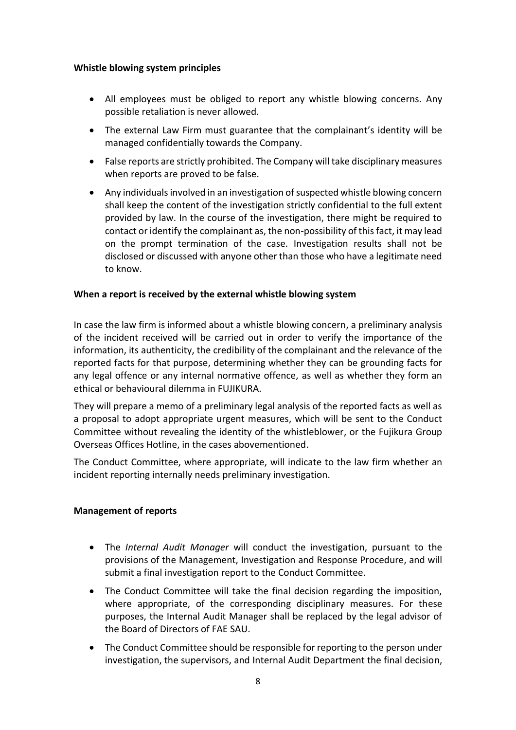**Whistle blowing system principles**

- All employees must be obliged to report any whistle blowing concerns. Any possible retaliation is never allowed.
- The external Law Firm must guarantee that the complainant's identity will be managed confidentially towards the Company.
- False reports are strictly prohibited. The Company will take disciplinary measures when reports are proved to be false.
- Any individuals involved in an investigation of suspected whistle blowing concern shall keep the content of the investigation strictly confidential to the full extent provided by law. In the course of the investigation, there might be required to contact or identify the complainant as, the non-possibility of this fact, it may lead on the prompt termination of the case. Investigation results shall not be disclosed or discussed with anyone other than those who have a legitimate need to know.

**When a report is received by the external whistle blowing system**

In case the law firm is informed about a whistle blowing concern, a preliminary analysis of the incident received will be carried out in order to verify the importance of the information, its authenticity, the credibility of the complainant and the relevance of the reported facts for that purpose, determining whether they can be grounding facts for any legal offence or any internal normative offence, as well as whether they form an ethical or behavioural dilemma in FUJIKURA.

They will prepare a memo of a preliminary legal analysis of the reported facts as well as a proposal to adopt appropriate urgent measures, which will be sent to the Conduct Committee without revealing the identity of the whistleblower, or the Fujikura Group Overseas Offices Hotline, in the cases abovementioned.

The Conduct Committee, where appropriate, will indicate to the law firm whether an incident reporting internally needs preliminary investigation.

**Management of reports**

- The *Internal Audit Manager* will conduct the investigation, pursuant to the provisions of the Management, Investigation and Response Procedure, and will submit a final investigation report to the Conduct Committee.
- The Conduct Committee will take the final decision regarding the imposition, where appropriate, of the corresponding disciplinary measures. For these purposes, the Internal Audit Manager shall be replaced by the legal advisor of the Board of Directors of FAE SAU.
- The Conduct Committee should be responsible for reporting to the person under investigation, the supervisors, and Internal Audit Department the final decision,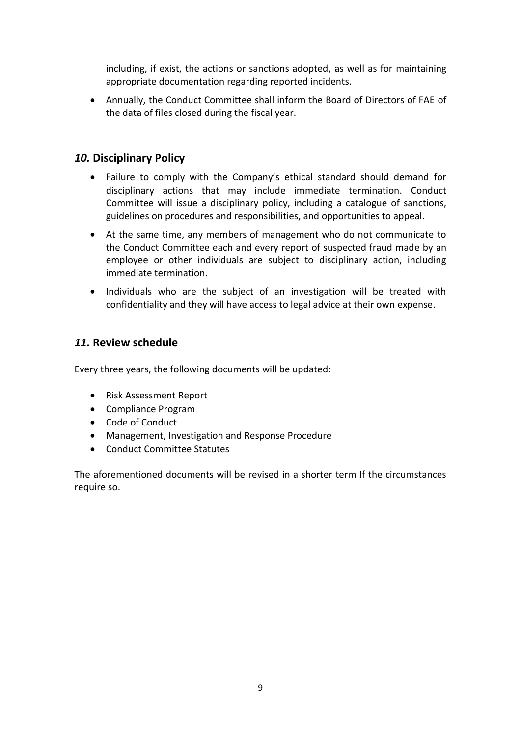including, if exist, the actions or sanctions adopted, as well as for maintaining appropriate documentation regarding reported incidents.

- Annually, the Conduct Committee shall inform the Board of Directors of FAE of the data of files closed during the fiscal year.

## *10.* Disciplinary Policy

- Failure to comply with the Company's ethical standard should demand for disciplinary actions that may include immediate termination. Conduct Committee will issue a disciplinary policy, including a catalogue of sanctions, guidelines on procedures and responsibilities, and opportunities to appeal.
- At the same time, any members of management who do not communicate to the Conduct Committee each and every report of suspected fraud made by an employee or other individuals are subject to disciplinary action, including immediate termination.
- Individuals who are the subject of an investigation will be treated with confidentiality and they will have access to legal advice at their own expense.

## *11.* Review schedule

Every three years, the following documents will be updated:

- Risk Assessment Report
- Compliance Program
- Code of Conduct
- Management, Investigation and Response Procedure
- Conduct Committee Statutes

The aforementioned documents will be revised in a shorter term If the circumstances require so.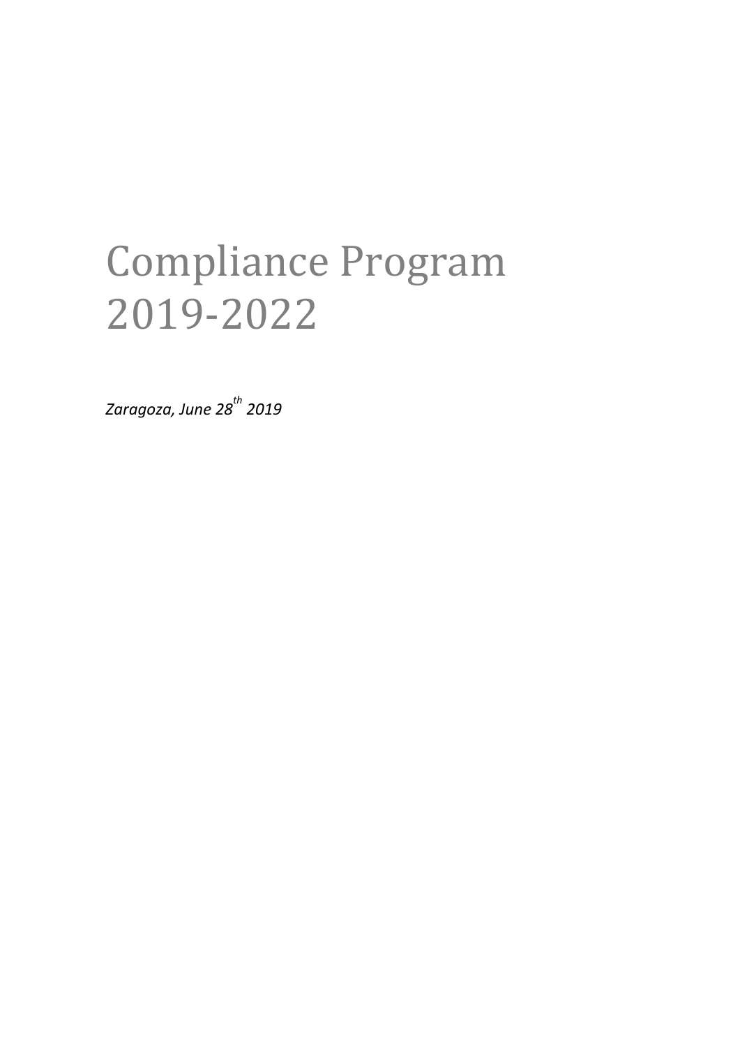# Compliance Program 2019-2022

*Zaragoza, June 28th 2019*